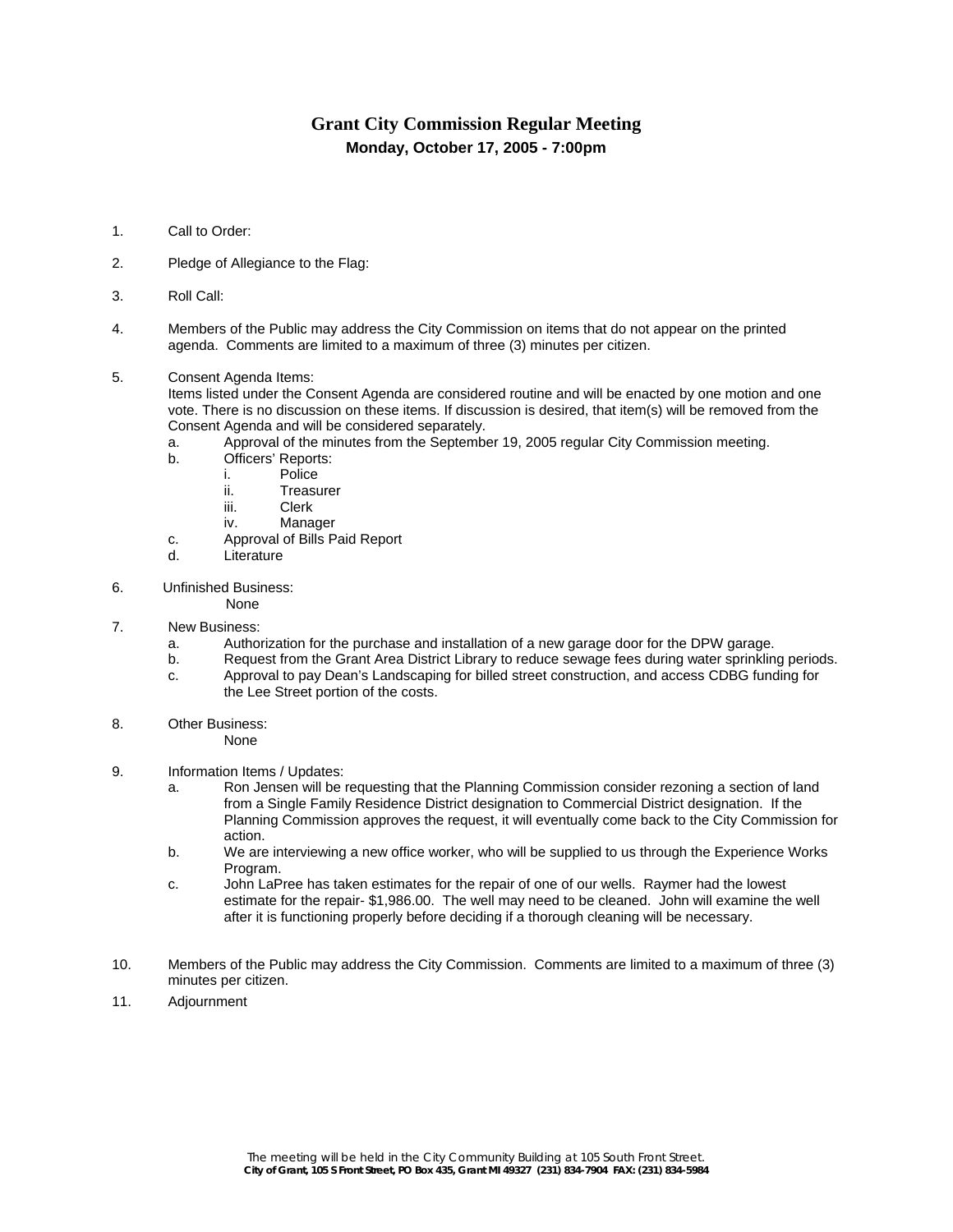# Grant City Commission Regular Meeting

**Monday, October 17, 2005 - 7:00pm**

1. Call to Order:
2. Pledge of Allegiance to the Flag:
3. Roll Call:
4. Members of the Public may address the City Commission on items that do not appear on the printed agenda. Comments are limited to a maximum of three (3) minutes per citizen.
5. Consent Agenda Items:
   Items listed under the Consent Agenda are considered routine and will be enacted by one motion and one vote. There is no discussion on these items. If discussion is desired, that item(s) will be removed from the Consent Agenda and will be considered separately.
   a. Approval of the minutes from the September 19, 2005 regular City Commission meeting.
   b. Officers' Reports:
      i. Police
      ii. Treasurer
      iii. Clerk
      iv. Manager
   c. Approval of Bills Paid Report
   d. Literature
6. Unfinished Business:
   None
7. New Business:
   a. Authorization for the purchase and installation of a new garage door for the DPW garage.
   b. Request from the Grant Area District Library to reduce sewage fees during water sprinkling periods.
   c. Approval to pay Dean's Landscaping for billed street construction, and access CDBG funding for the Lee Street portion of the costs.
8. Other Business:
   None
9. Information Items / Updates:
   a. Ron Jensen will be requesting that the Planning Commission consider rezoning a section of land from a Single Family Residence District designation to Commercial District designation. If the Planning Commission approves the request, it will eventually come back to the City Commission for action.
   b. We are interviewing a new office worker, who will be supplied to us through the Experience Works Program.
   c. John LaPree has taken estimates for the repair of one of our wells. Raymer had the lowest estimate for the repair- $1,986.00. The well may need to be cleaned. John will examine the well after it is functioning properly before deciding if a thorough cleaning will be necessary.
10. Members of the Public may address the City Commission. Comments are limited to a maximum of three (3) minutes per citizen.
11. Adjournment

*The meeting will be held in the City Community Building at 105 South Front Street.*

**City of Grant, 105 S Front Street, PO Box 435, Grant MI 49327 (231) 834-7904 FAX: (231) 834-5984**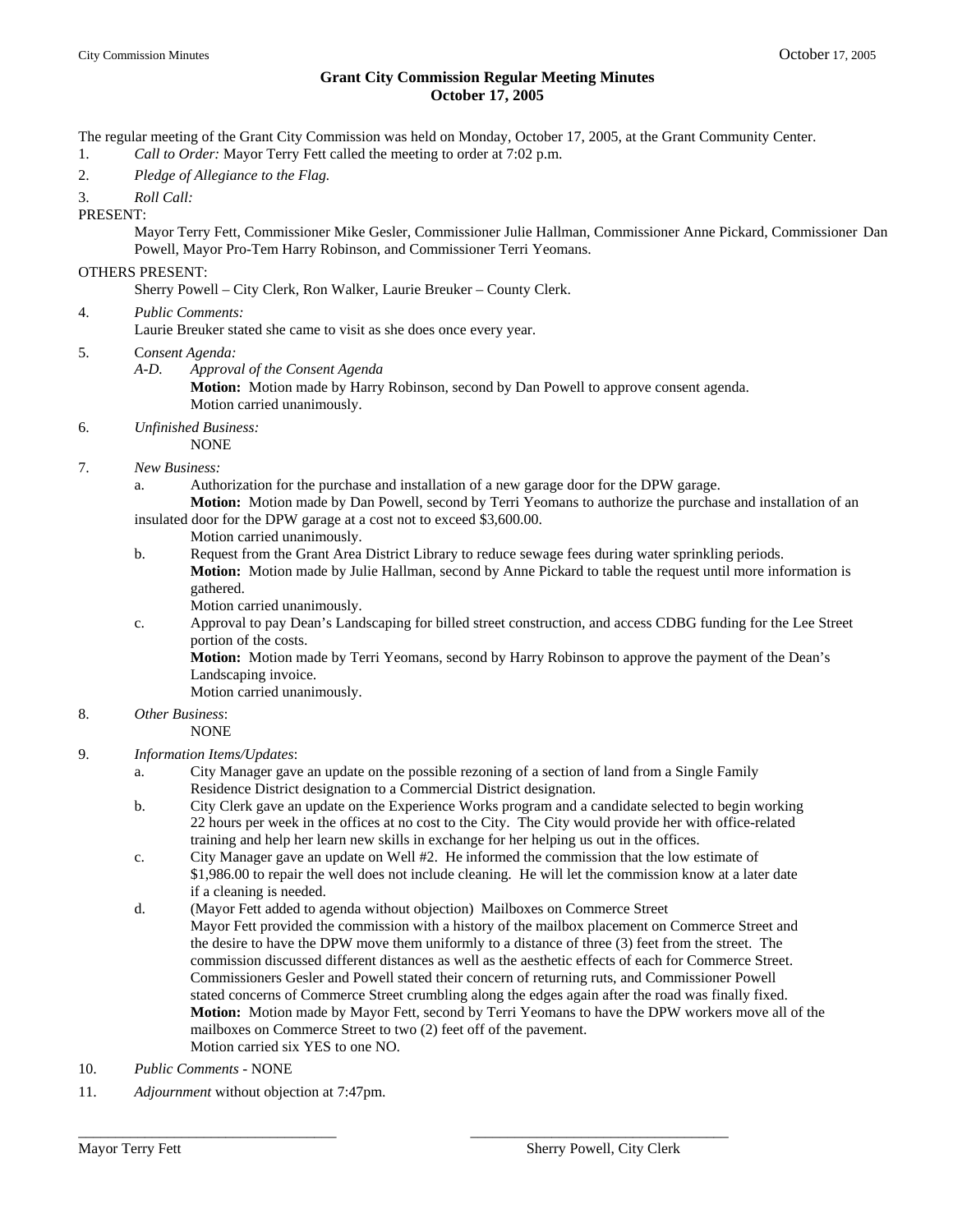**Grant City Commission Regular Meeting Minutes**
**October 17, 2005**

The regular meeting of the Grant City Commission was held on Monday, October 17, 2005, at the Grant Community Center.

1. *Call to Order:* Mayor Terry Fett called the meeting to order at 7:02 p.m.
2. *Pledge of Allegiance to the Flag.*
3. *Roll Call:*

PRESENT:

Mayor Terry Fett, Commissioner Mike Gesler, Commissioner Julie Hallman, Commissioner Anne Pickard, Commissioner Dan Powell, Mayor Pro-Tem Harry Robinson, and Commissioner Terri Yeomans.

OTHERS PRESENT:

Sherry Powell – City Clerk, Ron Walker, Laurie Breuker – County Clerk.

4. *Public Comments:*
   Laurie Breuker stated she came to visit as she does once every year.
5. C*onsent Agenda:*
   *A-D. Approval of the Consent Agenda*
   **Motion:** Motion made by Harry Robinson, second by Dan Powell to approve consent agenda.
   Motion carried unanimously.
6. *Unfinished Business:*
   NONE
7. *New Business:*
   a. Authorization for the purchase and installation of a new garage door for the DPW garage.
      **Motion:** Motion made by Dan Powell, second by Terri Yeomans to authorize the purchase and installation of an insulated door for the DPW garage at a cost not to exceed $3,600.00.
      Motion carried unanimously.
   b. Request from the Grant Area District Library to reduce sewage fees during water sprinkling periods.
      **Motion:** Motion made by Julie Hallman, second by Anne Pickard to table the request until more information is gathered.
      Motion carried unanimously.
   c. Approval to pay Dean's Landscaping for billed street construction, and access CDBG funding for the Lee Street portion of the costs.
      **Motion:** Motion made by Terri Yeomans, second by Harry Robinson to approve the payment of the Dean's Landscaping invoice.
      Motion carried unanimously.
8. *Other Business*:
   NONE
9. *Information Items/Updates*:
   a. City Manager gave an update on the possible rezoning of a section of land from a Single Family Residence District designation to a Commercial District designation.
   b. City Clerk gave an update on the Experience Works program and a candidate selected to begin working 22 hours per week in the offices at no cost to the City. The City would provide her with office-related training and help her learn new skills in exchange for her helping us out in the offices.
   c. City Manager gave an update on Well #2. He informed the commission that the low estimate of $1,986.00 to repair the well does not include cleaning. He will let the commission know at a later date if a cleaning is needed.
   d. (Mayor Fett added to agenda without objection) Mailboxes on Commerce Street
      Mayor Fett provided the commission with a history of the mailbox placement on Commerce Street and the desire to have the DPW move uniformly to a distance of three (3) feet from the street. The commission discussed different distances as well as the aesthetic effects of each for Commerce Street. Commissioners Gesler and Powell stated their concern of returning ruts, and Commissioner Powell stated concerns of Commerce Street crumbling along the edges again after the road was finally fixed.
      **Motion:** Motion made by Mayor Fett, second by Terri Yeomans to have the DPW workers move all of the mailboxes on Commerce Street to two (2) feet off of the pavement.
      Motion carried six YES to one NO.
10. *Public Comments* - NONE
11. *Adjournment* without objection at 7:47pm.

\_\_\_\_\_\_\_\_\_\_\_\_\_\_\_\_\_\_\_\_\_\_\_\_\_\_\_\_\_\_\_\_\_\_ \_\_\_\_\_\_\_\_\_\_\_\_\_\_\_\_\_\_\_\_\_\_\_\_\_\_\_\_\_\_\_\_\_\_

Mayor Terry Fett Sherry Powell, City Clerk